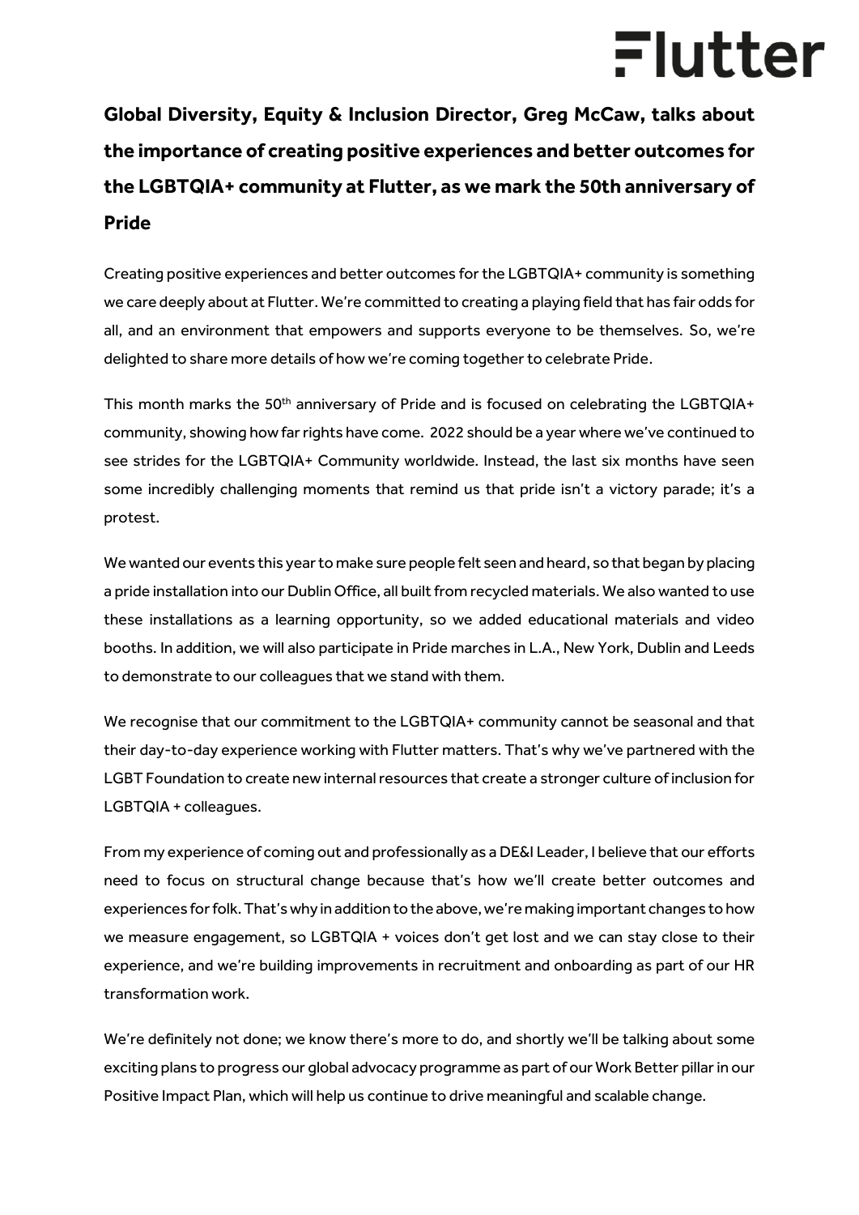Flutter

**Global Diversity, Equity & Inclusion Director, Greg McCaw, talks about the importance of creating positive experiences and better outcomes for the LGBTQIA+ community at Flutter, as we mark the 50th anniversary of Pride**

Creating positive experiences and better outcomes for the LGBTQIA+ community is something we care deeply about at Flutter. We're committed to creating a playing field that has fair odds for all, and an environment that empowers and supports everyone to be themselves. So, we're delighted to share more details of how we're coming together to celebrate Pride.

This month marks the 50th anniversary of Pride and is focused on celebrating the LGBTQIA+ community, showing how far rights have come. 2022 should be a year where we've continued to see strides for the LGBTQIA+ Community worldwide. Instead, the last six months have seen some incredibly challenging moments that remind us that pride isn't a victory parade; it's a protest.

We wanted our events this year to make sure people felt seen and heard, so that began by placing a pride installation into our Dublin Office, all built from recycled materials. We also wanted to use these installations as a learning opportunity, so we added educational materials and video booths. In addition, we will also participate in Pride marches in L.A., New York, Dublin and Leeds to demonstrate to our colleagues that we stand with them.

We recognise that our commitment to the LGBTQIA+ community cannot be seasonal and that their day-to-day experience working with Flutter matters. That's why we've partnered with the LGBT Foundation to create new internal resources that create a stronger culture of inclusion for LGBTQIA + colleagues.

From my experience of coming out and professionally as a DE&I Leader, I believe that our efforts need to focus on structural change because that's how we'll create better outcomes and experiences for folk. That's why in addition to the above, we're making important changes to how we measure engagement, so LGBTQIA + voices don't get lost and we can stay close to their experience, and we're building improvements in recruitment and onboarding as part of our HR transformation work.

We're definitely not done; we know there's more to do, and shortly we'll be talking about some exciting plans to progress our global advocacy programme as part of our Work Better pillar in our Positive Impact Plan, which will help us continue to drive meaningful and scalable change.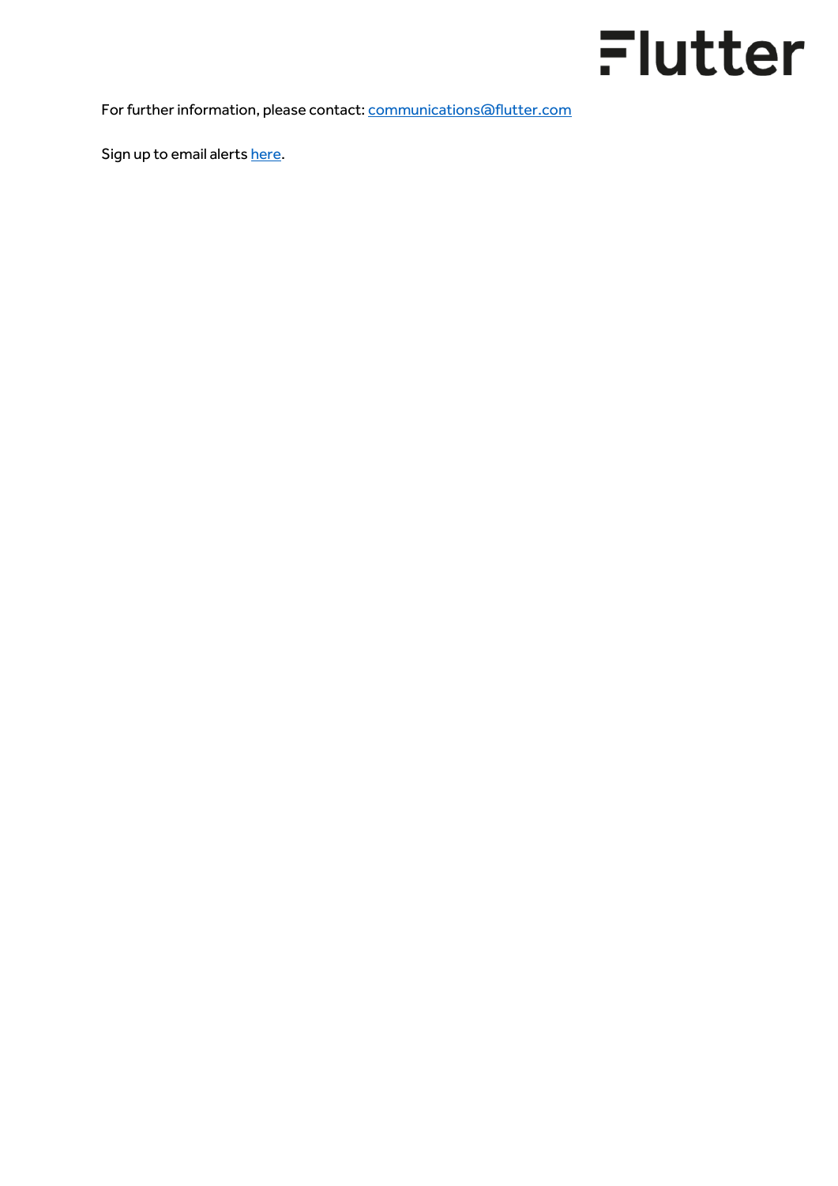For further information, please contact: [communications@flutter.com](mailto:communications@flutter.com)

Sign up to email alerts [here](here).